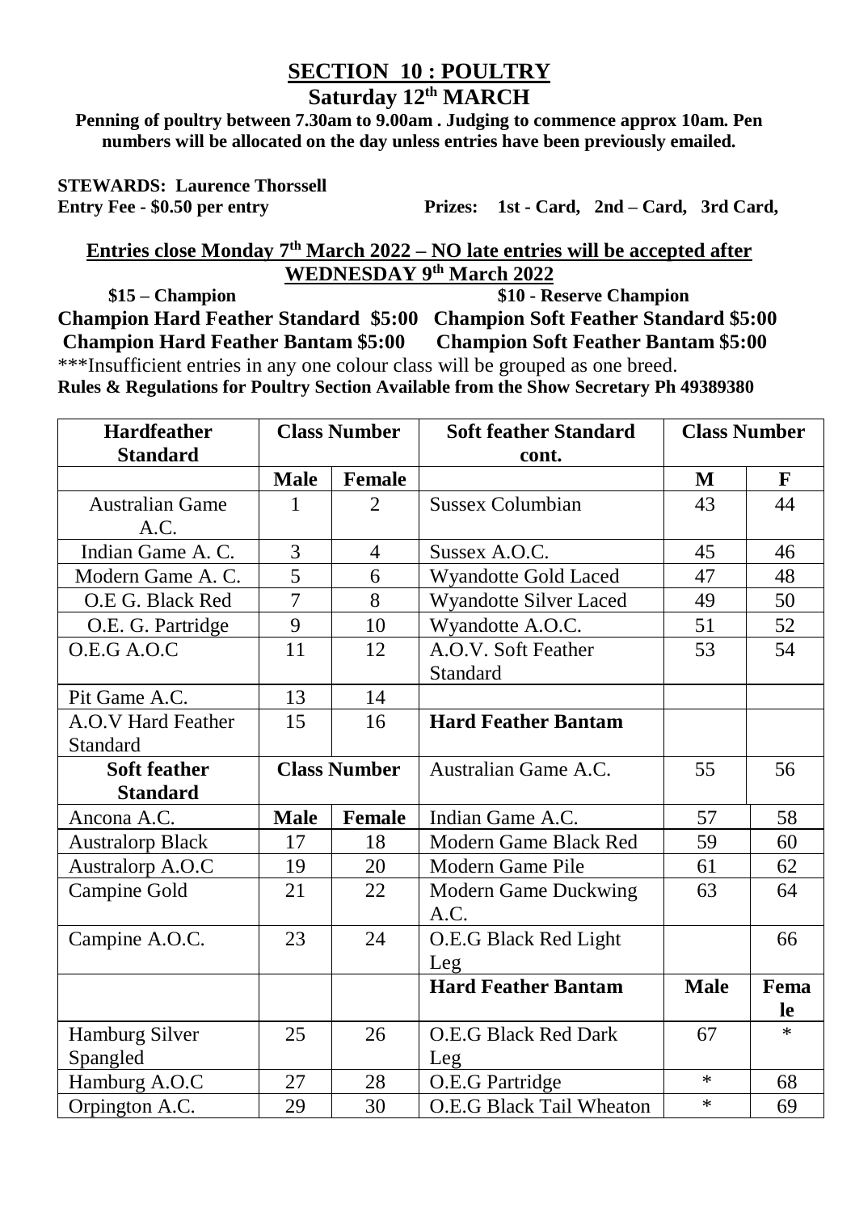# SECTION 10 : POULTRY

## Saturday 12th MARCH

**Penning of poultry between 7.30am to 9.00am . Judging to commence approx 10am. Pen numbers will be allocated on the day unless entries have been previously emailed.**

**STEWARDS: Laurence Thorssell**

**Entry Fee - $0.50 per entry** **Prizes: 1st - Card, 2nd – Card, 3rd Card,**

**Entries close Monday 7th March 2022 – NO late entries will be accepted after WEDNESDAY 9th March 2022**

**$15 – Champion** **$10 - Reserve Champion**

**Champion Hard Feather Standard $5:00 Champion Soft Feather Standard $5:00**
**Champion Hard Feather Bantam $5:00 Champion Soft Feather Bantam $5:00**

***Insufficient entries in any one colour class will be grouped as one breed.

**Rules & Regulations for Poultry Section Available from the Show Secretary Ph 49389380**

| Hardfeather Standard | Class Number | | Soft feather Standard cont. | Class Number | |
|---|---|---|---|---|---|
| | Male | Female | | M | F |
| Australian Game A.C. | 1 | 2 | Sussex Columbian | 43 | 44 |
| Indian Game A. C. | 3 | 4 | Sussex A.O.C. | 45 | 46 |
| Modern Game A. C. | 5 | 6 | Wyandotte Gold Laced | 47 | 48 |
| O.E G. Black Red | 7 | 8 | Wyandotte Silver Laced | 49 | 50 |
| O.E. G. Partridge | 9 | 10 | Wyandotte A.O.C. | 51 | 52 |
| O.E.G A.O.C | 11 | 12 | A.O.V. Soft Feather Standard | 53 | 54 |
| Pit Game A.C. | 13 | 14 | | | |
| A.O.V Hard Feather Standard | 15 | 16 | **Hard Feather Bantam** | | |
| **Soft feather Standard** | **Class Number** | | Australian Game A.C. | 55 | 56 |
| Ancona A.C. | **Male** | **Female** | Indian Game A.C. | 57 | 58 |
| Australorp Black | 17 | 18 | Modern Game Black Red | 59 | 60 |
| Australorp A.O.C | 19 | 20 | Modern Game Pile | 61 | 62 |
| Campine Gold | 21 | 22 | Modern Game Duckwing A.C. | 63 | 64 |
| Campine A.O.C. | 23 | 24 | O.E.G Black Red Light Leg | | 66 |
| | | | **Hard Feather Bantam** | **Male** | **Female** |
| Hamburg Silver Spangled | 25 | 26 | O.E.G Black Red Dark Leg | 67 | * |
| Hamburg A.O.C | 27 | 28 | O.E.G Partridge | * | 68 |
| Orpington A.C. | 29 | 30 | O.E.G Black Tail Wheaton | * | 69 |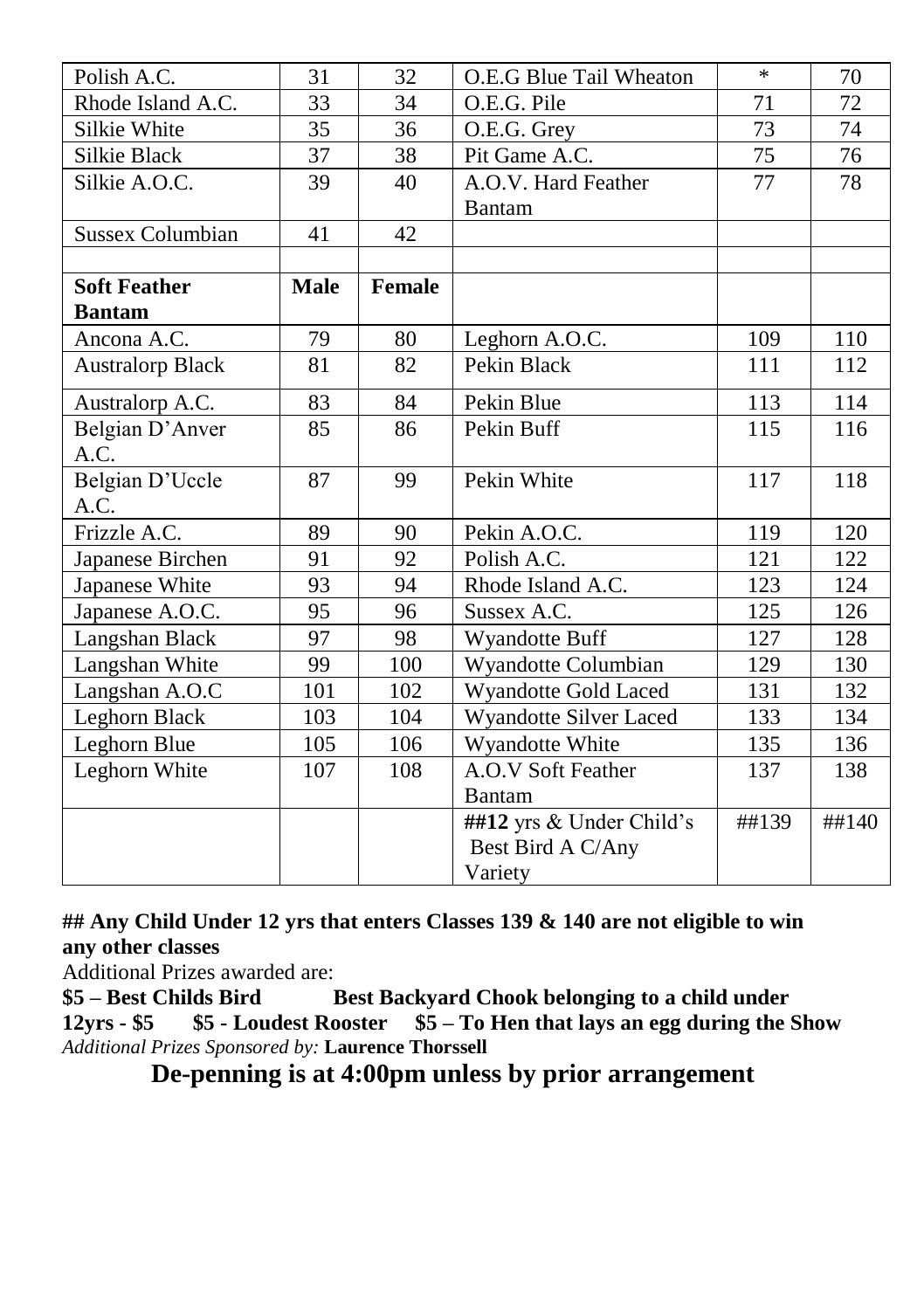| | | | | | |
|---|---|---|---|---|---|
| Polish A.C. | 31 | 32 | O.E.G Blue Tail Wheaton | * | 70 |
| Rhode Island A.C. | 33 | 34 | O.E.G. Pile | 71 | 72 |
| Silkie White | 35 | 36 | O.E.G. Grey | 73 | 74 |
| Silkie Black | 37 | 38 | Pit Game A.C. | 75 | 76 |
| Silkie A.O.C. | 39 | 40 | A.O.V. Hard Feather Bantam | 77 | 78 |
| Sussex Columbian | 41 | 42 | | | |
| | | | | | |
| **Soft Feather Bantam** | **Male** | **Female** | | | |
| Ancona A.C. | 79 | 80 | Leghorn A.O.C. | 109 | 110 |
| Australorp Black | 81 | 82 | Pekin Black | 111 | 112 |
| Australorp A.C. | 83 | 84 | Pekin Blue | 113 | 114 |
| Belgian D'Anver A.C. | 85 | 86 | Pekin Buff | 115 | 116 |
| Belgian D'Uccle A.C. | 87 | 99 | Pekin White | 117 | 118 |
| Frizzle A.C. | 89 | 90 | Pekin A.O.C. | 119 | 120 |
| Japanese Birchen | 91 | 92 | Polish A.C. | 121 | 122 |
| Japanese White | 93 | 94 | Rhode Island A.C. | 123 | 124 |
| Japanese A.O.C. | 95 | 96 | Sussex A.C. | 125 | 126 |
| Langshan Black | 97 | 98 | Wyandotte Buff | 127 | 128 |
| Langshan White | 99 | 100 | Wyandotte Columbian | 129 | 130 |
| Langshan A.O.C | 101 | 102 | Wyandotte Gold Laced | 131 | 132 |
| Leghorn Black | 103 | 104 | Wyandotte Silver Laced | 133 | 134 |
| Leghorn Blue | 105 | 106 | Wyandotte White | 135 | 136 |
| Leghorn White | 107 | 108 | A.O.V Soft Feather Bantam | 137 | 138 |
| | | | **##12** yrs & Under Child's Best Bird A C/Any Variety | ##139 | ##140 |

**## Any Child Under 12 yrs that enters Classes 139 & 140 are not eligible to win any other classes**

Additional Prizes awarded are:

**$5 – Best Childs Bird     Best Backyard Chook belonging to a child under 12yrs - $5     $5 - Loudest Rooster     $5 – To Hen that lays an egg during the Show**

*Additional Prizes Sponsored by:* **Laurence Thorssell**

## De-penning is at 4:00pm unless by prior arrangement